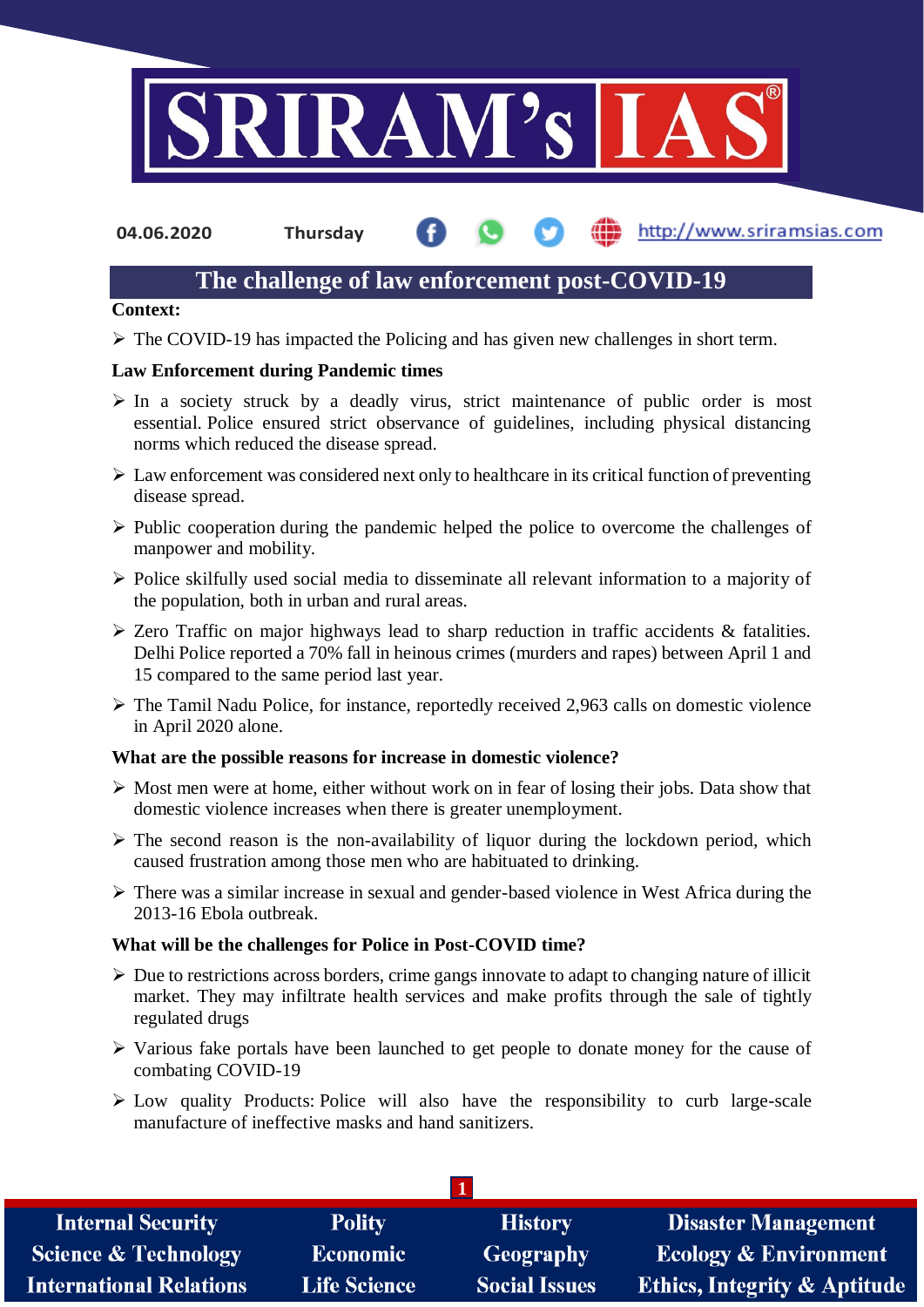04.06.2020 Thursday

# The challenge of law enforcement post-COVID-19

**Context:**

- The COVID-19 has impacted the Policing and has given new challenges in short term.

**Law Enforcement during Pandemic times**

- In a society struck by a deadly virus, strict maintenance of public order is most essential. Police ensured strict observance of guidelines, including physical distancing norms which reduced the disease spread.
- Law enforcement was considered next only to healthcare in its critical function of preventing disease spread.
- Public cooperation during the pandemic helped the police to overcome the challenges of manpower and mobility.
- Police skilfully used social media to disseminate all relevant information to a majority of the population, both in urban and rural areas.
- Zero Traffic on major highways lead to sharp reduction in traffic accidents & fatalities. Delhi Police reported a 70% fall in heinous crimes (murders and rapes) between April 1 and 15 compared to the same period last year.
- The Tamil Nadu Police, for instance, reportedly received 2,963 calls on domestic violence in April 2020 alone.

**What are the possible reasons for increase in domestic violence?**

- Most men were at home, either without work on in fear of losing their jobs. Data show that domestic violence increases when there is greater unemployment.
- The second reason is the non-availability of liquor during the lockdown period, which caused frustration among those men who are habituated to drinking.
- There was a similar increase in sexual and gender-based violence in West Africa during the 2013-16 Ebola outbreak.

**What will be the challenges for Police in Post-COVID time?**

- Due to restrictions across borders, crime gangs innovate to adapt to changing nature of illicit market. They may infiltrate health services and make profits through the sale of tightly regulated drugs
- Various fake portals have been launched to get people to donate money for the cause of combating COVID-19
- Low quality Products: Police will also have the responsibility to curb large-scale manufacture of ineffective masks and hand sanitizers.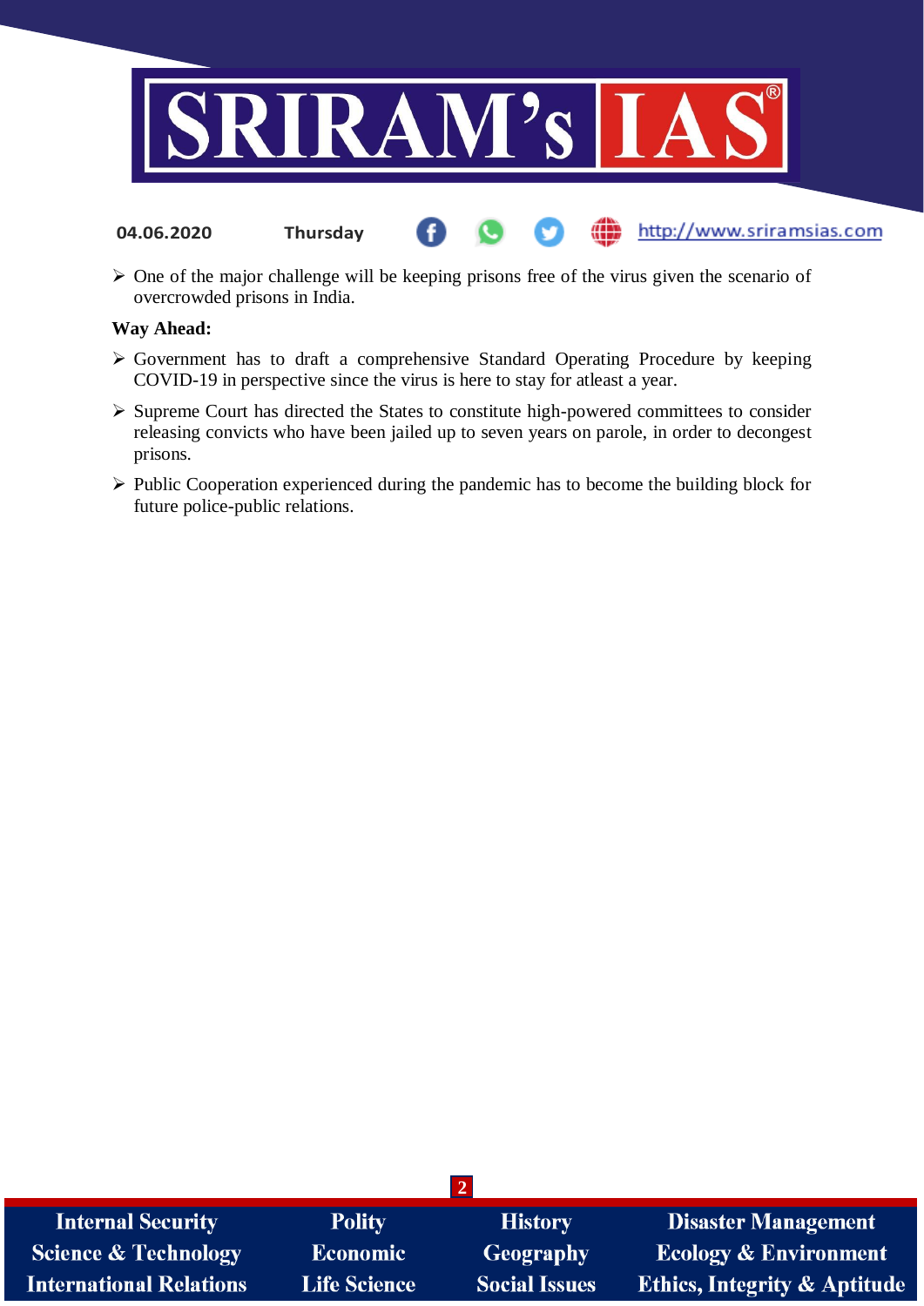- One of the major challenge will be keeping prisons free of the virus given the scenario of overcrowded prisons in India.

**Way Ahead:**

- Government has to draft a comprehensive Standard Operating Procedure by keeping COVID-19 in perspective since the virus is here to stay for atleast a year.
- Supreme Court has directed the States to constitute high-powered committees to consider releasing convicts who have been jailed up to seven years on parole, in order to decongest prisons.
- Public Cooperation experienced during the pandemic has to become the building block for future police-public relations.